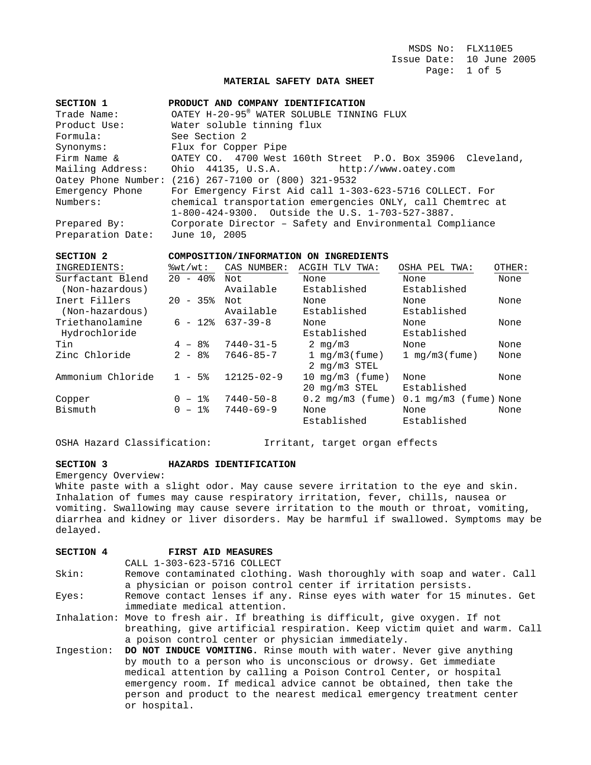MSDS No: FLX110E5
Issue Date: 10 June 2005

# MATERIAL SAFETY DATA SHEET

## SECTION 1 PRODUCT AND COMPANY IDENTIFICATION

| | |
|---|---|
| Trade Name: | OATEY H-20-95® WATER SOLUBLE TINNING FLUX |
| Product Use: | Water soluble tinning flux |
| Formula: | See Section 2 |
| Synonyms: | Flux for Copper Pipe |
| Firm Name & Mailing Address: | OATEY CO. 4700 West 160th Street P.O. Box 35906 Cleveland, Ohio 44135, U.S.A. http://www.oatey.com |
| Oatey Phone Number: | (216) 267-7100 or (800) 321-9532 |
| Emergency Phone Numbers: | For Emergency First Aid call 1-303-623-5716 COLLECT. For chemical transportation emergencies ONLY, call Chemtrec at 1-800-424-9300. Outside the U.S. 1-703-527-3887. |
| Prepared By: | Corporate Director – Safety and Environmental Compliance |
| Preparation Date: | June 10, 2005 |

## SECTION 2 COMPOSITION/INFORMATION ON INGREDIENTS

| INGREDIENTS: | %wt/wt: | CAS NUMBER: | ACGIH TLV TWA: | OSHA PEL TWA: | OTHER: |
|---|---|---|---|---|---|
| Surfactant Blend (Non-hazardous) | 20 - 40% | Not Available | None Established | None Established | None |
| Inert Fillers (Non-hazardous) | 20 - 35% | Not Available | None Established | None Established | None |
| Triethanolamine Hydrochloride | 6 - 12% | 637-39-8 | None Established | None Established | None |
| Tin | 4 – 8% | 7440-31-5 | 2 mg/m3 | None | None |
| Zinc Chloride | 2 - 8% | 7646-85-7 | 1 mg/m3(fume) 2 mg/m3 STEL | 1 mg/m3(fume) | None |
| Ammonium Chloride | 1 - 5% | 12125-02-9 | 10 mg/m3 (fume) 20 mg/m3 STEL | None Established | None |
| Copper | 0 – 1% | 7440-50-8 | 0.2 mg/m3 (fume) | 0.1 mg/m3 (fume) | None |
| Bismuth | 0 – 1% | 7440-69-9 | None Established | None Established | None |

OSHA Hazard Classification: Irritant, target organ effects

## SECTION 3 HAZARDS IDENTIFICATION

Emergency Overview:
White paste with a slight odor. May cause severe irritation to the eye and skin. Inhalation of fumes may cause respiratory irritation, fever, chills, nausea or vomiting. Swallowing may cause severe irritation to the mouth or throat, vomiting, diarrhea and kidney or liver disorders. May be harmful if swallowed. Symptoms may be delayed.

## SECTION 4 FIRST AID MEASURES

CALL 1-303-623-5716 COLLECT

Skin: Remove contaminated clothing. Wash thoroughly with soap and water. Call a physician or poison control center if irritation persists.

Eyes: Remove contact lenses if any. Rinse eyes with water for 15 minutes. Get immediate medical attention.

Inhalation: Move to fresh air. If breathing is difficult, give oxygen. If not breathing, give artificial respiration. Keep victim quiet and warm. Call a poison control center or physician immediately.

Ingestion: **DO NOT INDUCE VOMITING.** Rinse mouth with water. Never give anything by mouth to a person who is unconscious or drowsy. Get immediate medical attention by calling a Poison Control Center, or hospital emergency room. If medical advice cannot be obtained, then take the person and product to the nearest medical emergency treatment center or hospital.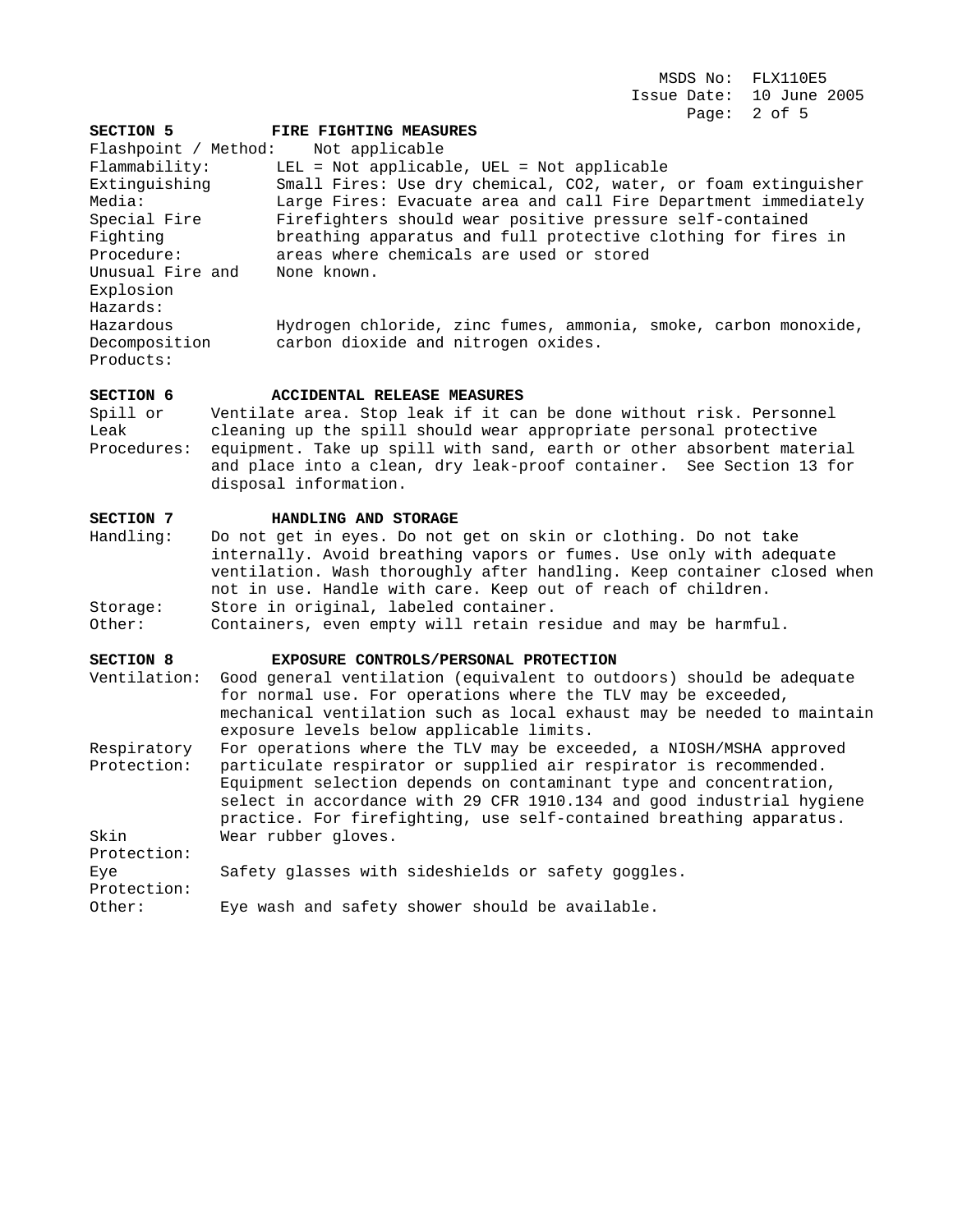## SECTION 5 FIRE FIGHTING MEASURES

| | |
|---|---|
| Flashpoint / Method: | Not applicable |
| Flammability: | LEL = Not applicable, UEL = Not applicable |
| Extinguishing Media: | Small Fires: Use dry chemical, $CO_2$, water, or foam extinguisher<br>Large Fires: Evacuate area and call Fire Department immediately |
| Special Fire Fighting Procedure: | Firefighters should wear positive pressure self-contained breathing apparatus and full protective clothing for fires in areas where chemicals are used or stored |
| Unusual Fire and Explosion Hazards: | None known. |
| Hazardous Decomposition Products: | Hydrogen chloride, zinc fumes, ammonia, smoke, carbon monoxide, carbon dioxide and nitrogen oxides. |

## SECTION 6 ACCIDENTAL RELEASE MEASURES

| | |
|---|---|
| Spill or Leak Procedures: | Ventilate area. Stop leak if it can be done without risk. Personnel cleaning up the spill should wear appropriate personal protective equipment. Take up spill with sand, earth or other absorbent material and place into a clean, dry leak-proof container. See Section 13 for disposal information. |

## SECTION 7 HANDLING AND STORAGE

| | |
|---|---|
| Handling: | Do not get in eyes. Do not get on skin or clothing. Do not take internally. Avoid breathing vapors or fumes. Use only with adequate ventilation. Wash thoroughly after handling. Keep container closed when not in use. Handle with care. Keep out of reach of children. |
| Storage: | Store in original, labeled container. |
| Other: | Containers, even empty will retain residue and may be harmful. |

## SECTION 8 EXPOSURE CONTROLS/PERSONAL PROTECTION

| | |
|---|---|
| Ventilation: | Good general ventilation (equivalent to outdoors) should be adequate for normal use. For operations where the TLV may be exceeded, mechanical ventilation such as local exhaust may be needed to maintain exposure levels below applicable limits. |
| Respiratory Protection: | For operations where the TLV may be exceeded, a NIOSH/MSHA approved particulate respirator or supplied air respirator is recommended. Equipment selection depends on contaminant type and concentration, select in accordance with 29 CFR 1910.134 and good industrial hygiene practice. For firefighting, use self-contained breathing apparatus. |
| Skin Protection: | Wear rubber gloves. |
| Eye Protection: | Safety glasses with sideshields or safety goggles. |
| Other: | Eye wash and safety shower should be available. |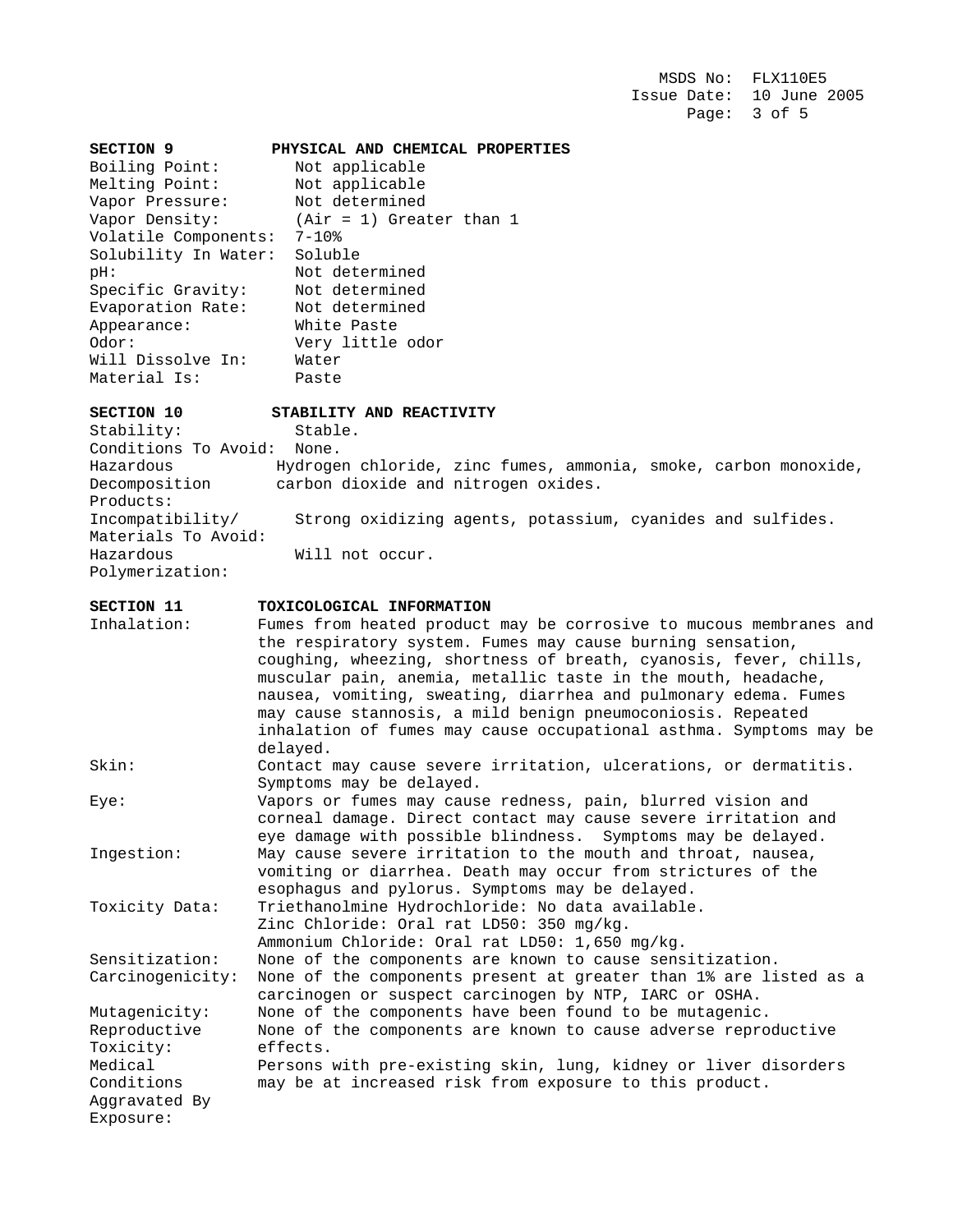## SECTION 9 PHYSICAL AND CHEMICAL PROPERTIES

| | |
|---|---|
| Boiling Point: | Not applicable |
| Melting Point: | Not applicable |
| Vapor Pressure: | Not determined |
| Vapor Density: | (Air = 1) Greater than 1 |
| Volatile Components: | 7-10% |
| Solubility In Water: | Soluble |
| pH: | Not determined |
| Specific Gravity: | Not determined |
| Evaporation Rate: | Not determined |
| Appearance: | White Paste |
| Odor: | Very little odor |
| Will Dissolve In: | Water |
| Material Is: | Paste |

## SECTION 10 STABILITY AND REACTIVITY

| | |
|---|---|
| Stability: | Stable. |
| Conditions To Avoid: | None. |
| Hazardous Decomposition Products: | Hydrogen chloride, zinc fumes, ammonia, smoke, carbon monoxide, carbon dioxide and nitrogen oxides. |
| Incompatibility/ Materials To Avoid: | Strong oxidizing agents, potassium, cyanides and sulfides. |
| Hazardous Polymerization: | Will not occur. |

## SECTION 11 TOXICOLOGICAL INFORMATION

| | |
|---|---|
| Inhalation: | Fumes from heated product may be corrosive to mucous membranes and the respiratory system. Fumes may cause burning sensation, coughing, wheezing, shortness of breath, cyanosis, fever, chills, muscular pain, anemia, metallic taste in the mouth, headache, nausea, vomiting, sweating, diarrhea and pulmonary edema. Fumes may cause stannosis, a mild benign pneumoconiosis. Repeated inhalation of fumes may cause occupational asthma. Symptoms may be delayed. |
| Skin: | Contact may cause severe irritation, ulcerations, or dermatitis. Symptoms may be delayed. |
| Eye: | Vapors or fumes may cause redness, pain, blurred vision and corneal damage. Direct contact may cause severe irritation and eye damage with possible blindness. Symptoms may be delayed. |
| Ingestion: | May cause severe irritation to the mouth and throat, nausea, vomiting or diarrhea. Death may occur from strictures of the esophagus and pylorus. Symptoms may be delayed. |
| Toxicity Data: | Triethanolmine Hydrochloride: No data available.<br>Zinc Chloride: Oral rat LD50: 350 mg/kg.<br>Ammonium Chloride: Oral rat LD50: 1,650 mg/kg. |
| Sensitization: | None of the components are known to cause sensitization. |
| Carcinogenicity: | None of the components present at greater than 1% are listed as a carcinogen or suspect carcinogen by NTP, IARC or OSHA. |
| Mutagenicity: | None of the components have been found to be mutagenic. |
| Reproductive Toxicity: | None of the components are known to cause adverse reproductive effects. |
| Medical Conditions Aggravated By Exposure: | Persons with pre-existing skin, lung, kidney or liver disorders may be at increased risk from exposure to this product. |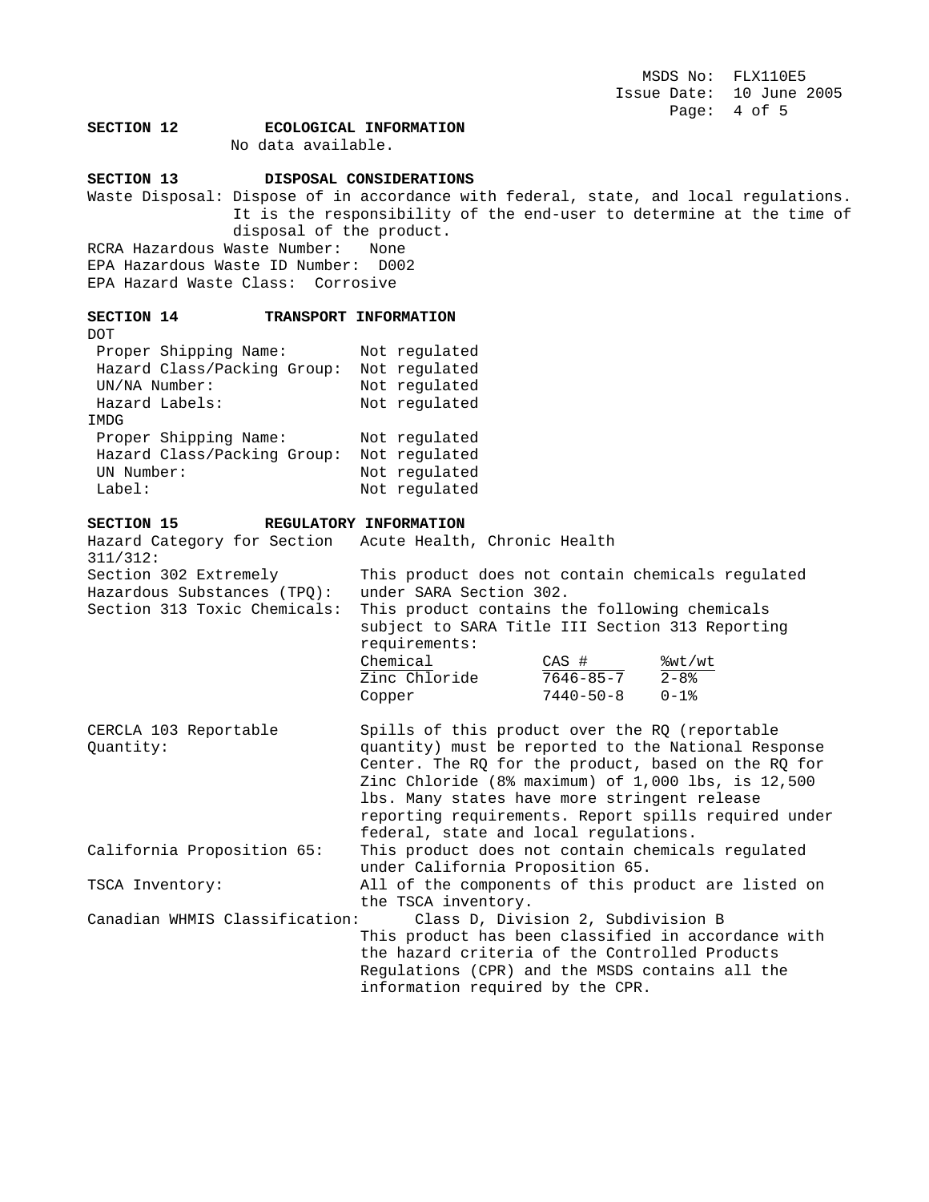## SECTION 12 ECOLOGICAL INFORMATION

No data available.

## SECTION 13 DISPOSAL CONSIDERATIONS

Waste Disposal: Dispose of in accordance with federal, state, and local regulations. It is the responsibility of the end-user to determine at the time of disposal of the product.

RCRA Hazardous Waste Number: None

EPA Hazardous Waste ID Number: D002

EPA Hazard Waste Class: Corrosive

## SECTION 14 TRANSPORT INFORMATION

DOT

| | |
|---|---|
| Proper Shipping Name: | Not regulated |
| Hazard Class/Packing Group: | Not regulated |
| UN/NA Number: | Not regulated |
| Hazard Labels: | Not regulated |

IMDG

| | |
|---|---|
| Proper Shipping Name: | Not regulated |
| Hazard Class/Packing Group: | Not regulated |
| UN Number: | Not regulated |
| Label: | Not regulated |

## SECTION 15 REGULATORY INFORMATION

Hazard Category for Section 311/312: Acute Health, Chronic Health

Section 302 Extremely Hazardous Substances (TPQ): This product does not contain chemicals regulated under SARA Section 302.

Section 313 Toxic Chemicals: This product contains the following chemicals subject to SARA Title III Section 313 Reporting requirements:

| Chemical | CAS # | %wt/wt |
|---|---|---|
| Zinc Chloride | 7646-85-7 | 2-8% |
| Copper | 7440-50-8 | 0-1% |

CERCLA 103 Reportable Quantity: Spills of this product over the RQ (reportable quantity) must be reported to the National Response Center. The RQ for the product, based on the RQ for Zinc Chloride (8% maximum) of 1,000 lbs, is 12,500 lbs. Many states have more stringent release reporting requirements. Report spills required under federal, state and local regulations.

California Proposition 65: This product does not contain chemicals regulated under California Proposition 65.

TSCA Inventory: All of the components of this product are listed on the TSCA inventory.

Canadian WHMIS Classification: Class D, Division 2, Subdivision B

This product has been classified in accordance with the hazard criteria of the Controlled Products Regulations (CPR) and the MSDS contains all the information required by the CPR.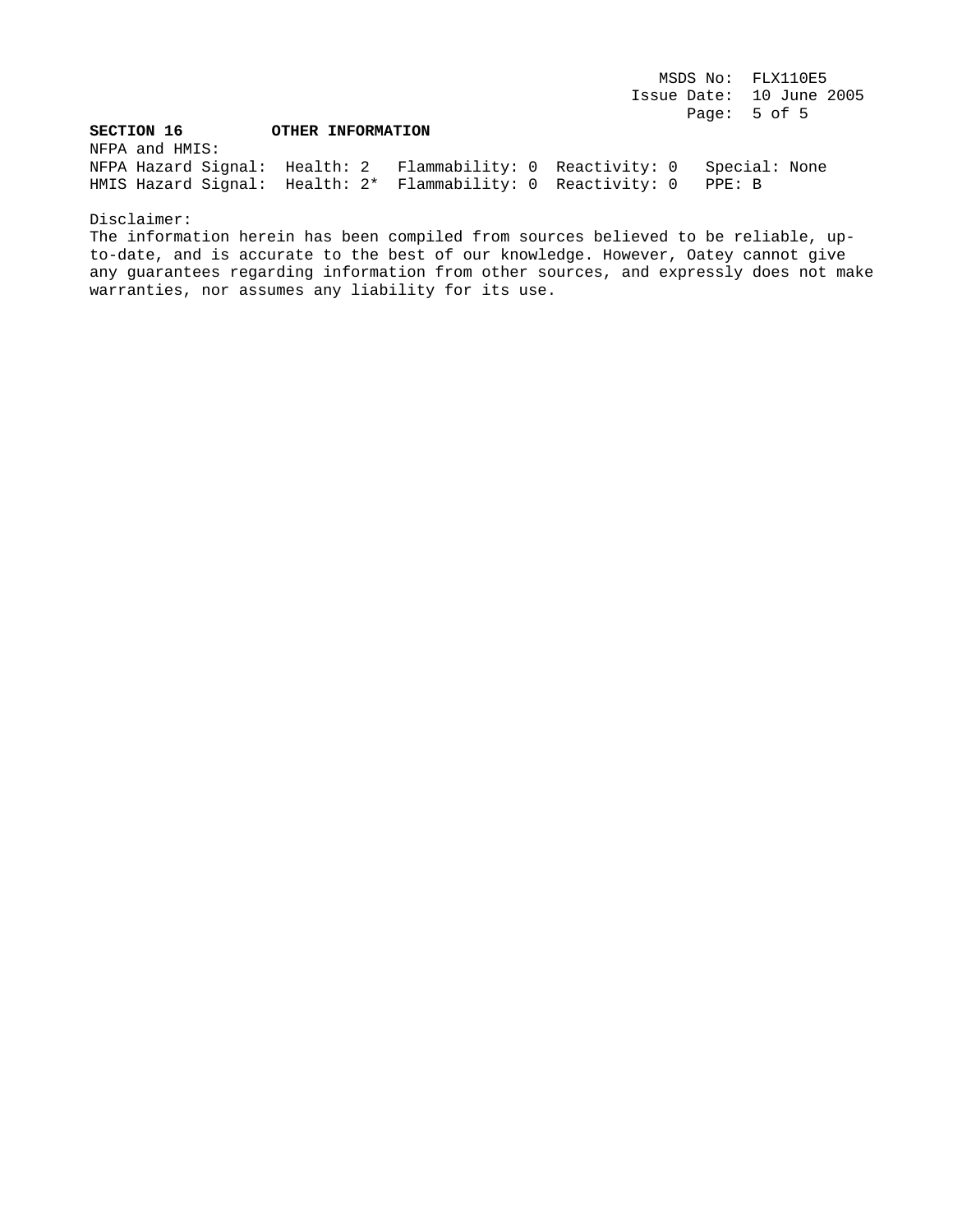## SECTION 16 OTHER INFORMATION

NFPA and HMIS:

| | | | | |
|---|---|---|---|---|
| NFPA Hazard Signal: | Health: 2 | Flammability: 0 | Reactivity: 0 | Special: None |
| HMIS Hazard Signal: | Health: 2* | Flammability: 0 | Reactivity: 0 | PPE: B |

Disclaimer:
The information herein has been compiled from sources believed to be reliable, up-to-date, and is accurate to the best of our knowledge. However, Oatey cannot give any guarantees regarding information from other sources, and expressly does not make warranties, nor assumes any liability for its use.